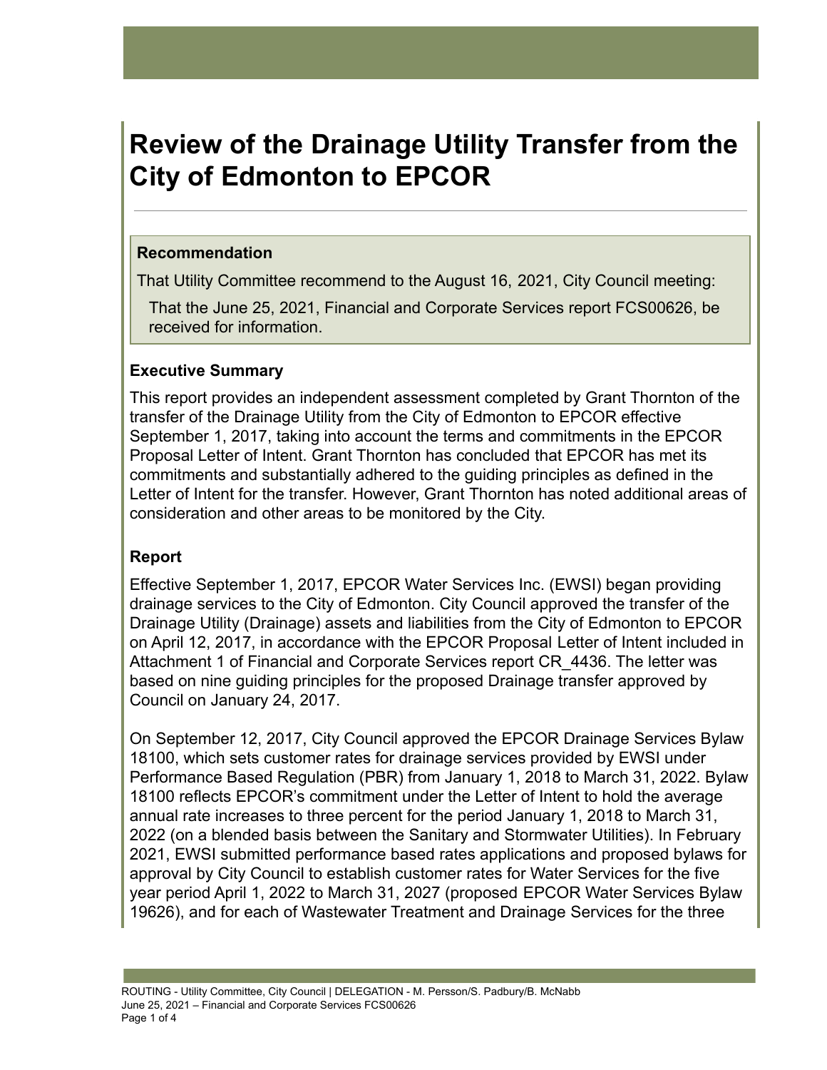# Review of the Drainage Utility Transfer from the City of Edmonton to EPCOR

### Recommendation

That Utility Committee recommend to the August 16, 2021, City Council meeting:

That the June 25, 2021, Financial and Corporate Services report FCS00626, be received for information.

### Executive Summary

This report provides an independent assessment completed by Grant Thornton of the transfer of the Drainage Utility from the City of Edmonton to EPCOR effective September 1, 2017, taking into account the terms and commitments in the EPCOR Proposal Letter of Intent. Grant Thornton has concluded that EPCOR has met its commitments and substantially adhered to the guiding principles as defined in the Letter of Intent for the transfer. However, Grant Thornton has noted additional areas of consideration and other areas to be monitored by the City.

### Report

Effective September 1, 2017, EPCOR Water Services Inc. (EWSI) began providing drainage services to the City of Edmonton. City Council approved the transfer of the Drainage Utility (Drainage) assets and liabilities from the City of Edmonton to EPCOR on April 12, 2017, in accordance with the EPCOR Proposal Letter of Intent included in Attachment 1 of Financial and Corporate Services report CR_4436. The letter was based on nine guiding principles for the proposed Drainage transfer approved by Council on January 24, 2017.

On September 12, 2017, City Council approved the EPCOR Drainage Services Bylaw 18100, which sets customer rates for drainage services provided by EWSI under Performance Based Regulation (PBR) from January 1, 2018 to March 31, 2022. Bylaw 18100 reflects EPCOR's commitment under the Letter of Intent to hold the average annual rate increases to three percent for the period January 1, 2018 to March 31, 2022 (on a blended basis between the Sanitary and Stormwater Utilities). In February 2021, EWSI submitted performance based rates applications and proposed bylaws for approval by City Council to establish customer rates for Water Services for the five year period April 1, 2022 to March 31, 2027 (proposed EPCOR Water Services Bylaw 19626), and for each of Wastewater Treatment and Drainage Services for the three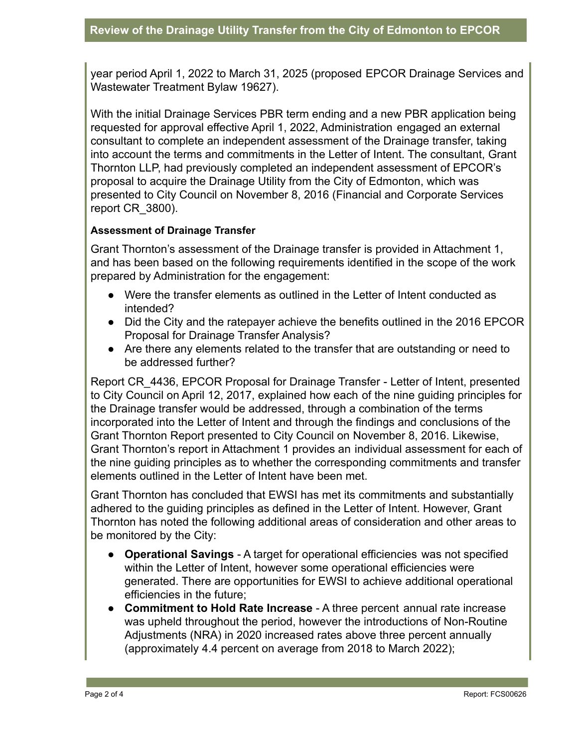year period April 1, 2022 to March 31, 2025 (proposed EPCOR Drainage Services and Wastewater Treatment Bylaw 19627).

With the initial Drainage Services PBR term ending and a new PBR application being requested for approval effective April 1, 2022, Administration engaged an external consultant to complete an independent assessment of the Drainage transfer, taking into account the terms and commitments in the Letter of Intent. The consultant, Grant Thornton LLP, had previously completed an independent assessment of EPCOR's proposal to acquire the Drainage Utility from the City of Edmonton, which was presented to City Council on November 8, 2016 (Financial and Corporate Services report CR_3800).

**Assessment of Drainage Transfer**

Grant Thornton's assessment of the Drainage transfer is provided in Attachment 1, and has been based on the following requirements identified in the scope of the work prepared by Administration for the engagement:

- Were the transfer elements as outlined in the Letter of Intent conducted as intended?
- Did the City and the ratepayer achieve the benefits outlined in the 2016 EPCOR Proposal for Drainage Transfer Analysis?
- Are there any elements related to the transfer that are outstanding or need to be addressed further?

Report CR_4436, EPCOR Proposal for Drainage Transfer - Letter of Intent, presented to City Council on April 12, 2017, explained how each of the nine guiding principles for the Drainage transfer would be addressed, through a combination of the terms incorporated into the Letter of Intent and through the findings and conclusions of the Grant Thornton Report presented to City Council on November 8, 2016. Likewise, Grant Thornton's report in Attachment 1 provides an individual assessment for each of the nine guiding principles as to whether the corresponding commitments and transfer elements outlined in the Letter of Intent have been met.

Grant Thornton has concluded that EWSI has met its commitments and substantially adhered to the guiding principles as defined in the Letter of Intent. However, Grant Thornton has noted the following additional areas of consideration and other areas to be monitored by the City:

- **Operational Savings** - A target for operational efficiencies was not specified within the Letter of Intent, however some operational efficiencies were generated. There are opportunities for EWSI to achieve additional operational efficiencies in the future;
- **Commitment to Hold Rate Increase** - A three percent annual rate increase was upheld throughout the period, however the introductions of Non-Routine Adjustments (NRA) in 2020 increased rates above three percent annually (approximately 4.4 percent on average from 2018 to March 2022);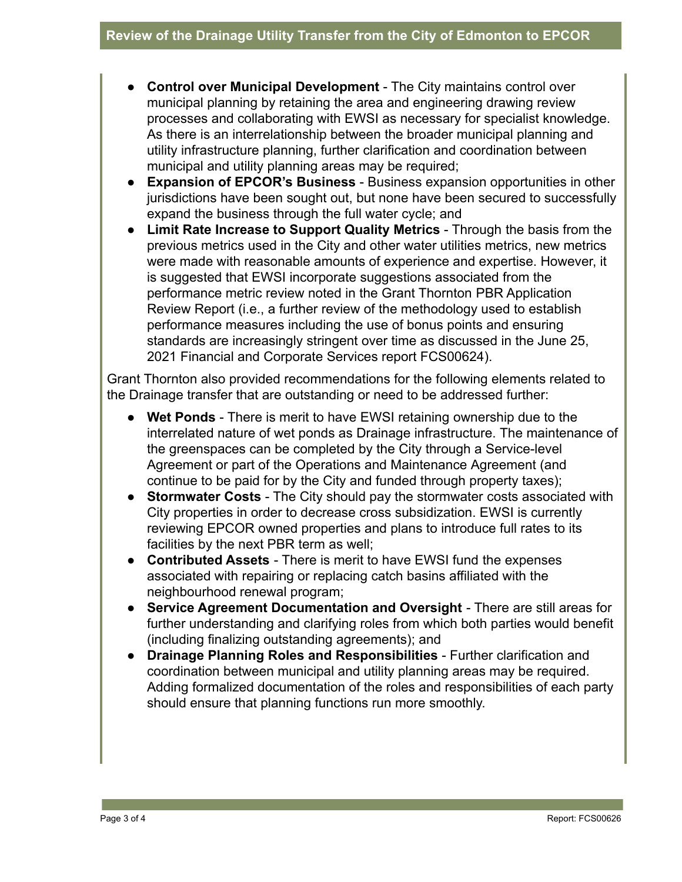- **Control over Municipal Development** - The City maintains control over municipal planning by retaining the area and engineering drawing review processes and collaborating with EWSI as necessary for specialist knowledge. As there is an interrelationship between the broader municipal planning and utility infrastructure planning, further clarification and coordination between municipal and utility planning areas may be required;
- **Expansion of EPCOR's Business** - Business expansion opportunities in other jurisdictions have been sought out, but none have been secured to successfully expand the business through the full water cycle; and
- **Limit Rate Increase to Support Quality Metrics** - Through the basis from the previous metrics used in the City and other water utilities metrics, new metrics were made with reasonable amounts of experience and expertise. However, it is suggested that EWSI incorporate suggestions associated from the performance metric review noted in the Grant Thornton PBR Application Review Report (i.e., a further review of the methodology used to establish performance measures including the use of bonus points and ensuring standards are increasingly stringent over time as discussed in the June 25, 2021 Financial and Corporate Services report FCS00624).

Grant Thornton also provided recommendations for the following elements related to the Drainage transfer that are outstanding or need to be addressed further:

- **Wet Ponds** - There is merit to have EWSI retaining ownership due to the interrelated nature of wet ponds as Drainage infrastructure. The maintenance of the greenspaces can be completed by the City through a Service-level Agreement or part of the Operations and Maintenance Agreement (and continue to be paid for by the City and funded through property taxes);
- **Stormwater Costs** - The City should pay the stormwater costs associated with City properties in order to decrease cross subsidization. EWSI is currently reviewing EPCOR owned properties and plans to introduce full rates to its facilities by the next PBR term as well;
- **Contributed Assets** - There is merit to have EWSI fund the expenses associated with repairing or replacing catch basins affiliated with the neighbourhood renewal program;
- **Service Agreement Documentation and Oversight** - There are still areas for further understanding and clarifying roles from which both parties would benefit (including finalizing outstanding agreements); and
- **Drainage Planning Roles and Responsibilities** - Further clarification and coordination between municipal and utility planning areas may be required. Adding formalized documentation of the roles and responsibilities of each party should ensure that planning functions run more smoothly.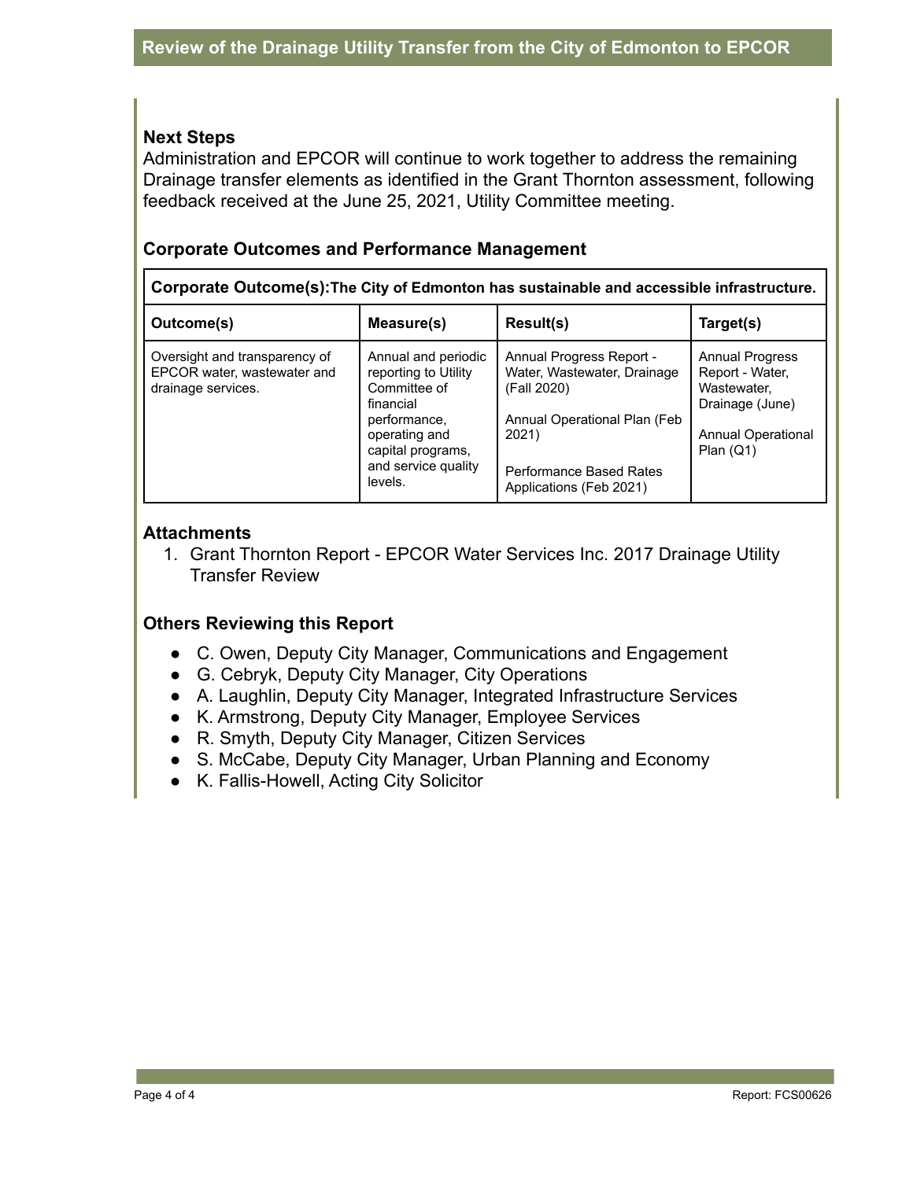## Next Steps

Administration and EPCOR will continue to work together to address the remaining Drainage transfer elements as identified in the Grant Thornton assessment, following feedback received at the June 25, 2021, Utility Committee meeting.

## Corporate Outcomes and Performance Management

| **Corporate Outcome(s): The City of Edmonton has sustainable and accessible infrastructure.** | | | |
|---|---|---|---|
| **Outcome(s)** | **Measure(s)** | **Result(s)** | **Target(s)** |
| Oversight and transparency of EPCOR water, wastewater and drainage services. | Annual and periodic reporting to Utility Committee of financial performance, operating and capital programs, and service quality levels. | Annual Progress Report - Water, Wastewater, Drainage (Fall 2020)<br><br>Annual Operational Plan (Feb 2021)<br><br>Performance Based Rates Applications (Feb 2021) | Annual Progress Report - Water, Wastewater, Drainage (June)<br><br>Annual Operational Plan (Q1) |

## Attachments

1. Grant Thornton Report - EPCOR Water Services Inc. 2017 Drainage Utility Transfer Review

## Others Reviewing this Report

- C. Owen, Deputy City Manager, Communications and Engagement
- G. Cebryk, Deputy City Manager, City Operations
- A. Laughlin, Deputy City Manager, Integrated Infrastructure Services
- K. Armstrong, Deputy City Manager, Employee Services
- R. Smyth, Deputy City Manager, Citizen Services
- S. McCabe, Deputy City Manager, Urban Planning and Economy
- K. Fallis-Howell, Acting City Solicitor